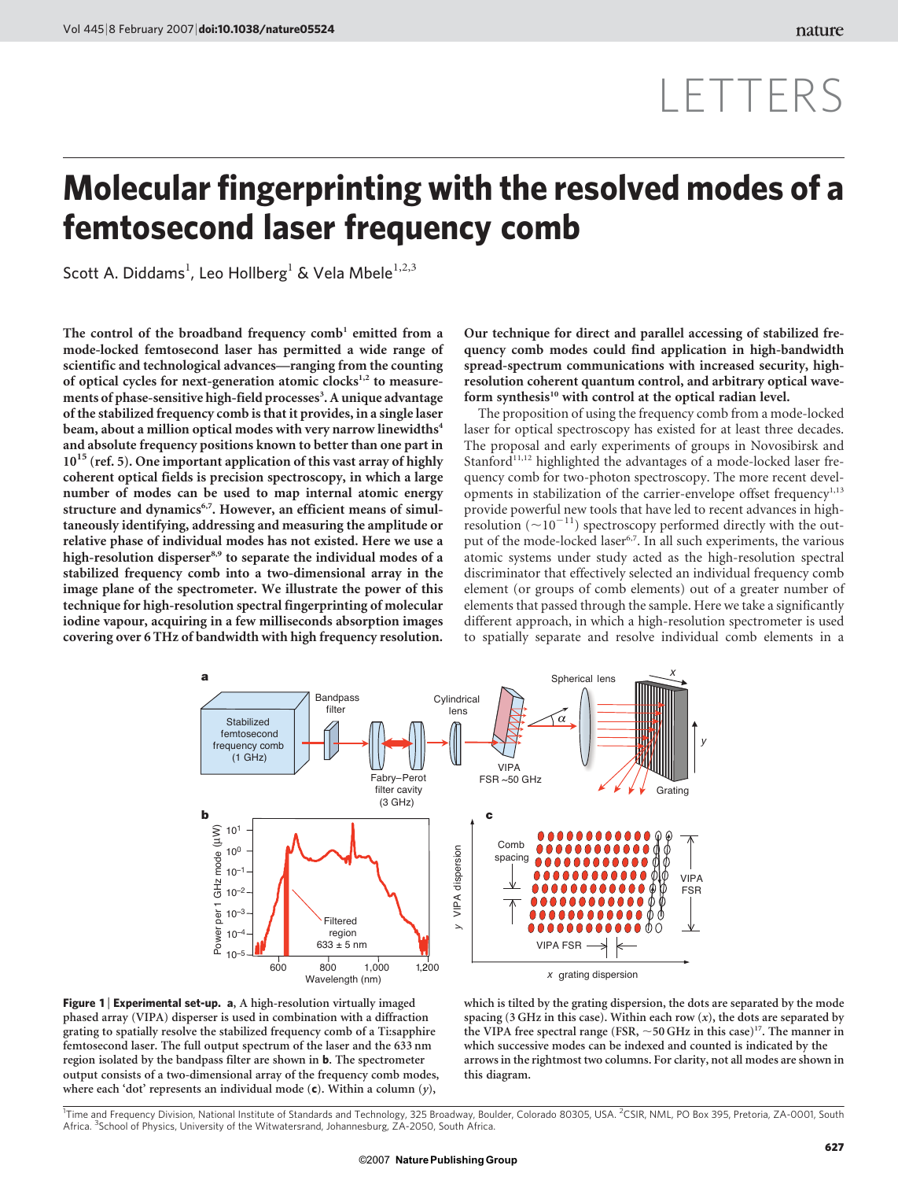# LETTERS

# Molecular fingerprinting with the resolved modes of a femtosecond laser frequency comb

Scott A. Diddams[1], Leo Hollberg[1] & Vela Mbele[1,2,3]

**The control of the broadband frequency comb[1] emitted from a mode-locked femtosecond laser has permitted a wide range of scientific and technological advances—ranging from the counting of optical cycles for next-generation atomic clocks[1,2] to measurements of phase-sensitive high-field processes[3]. A unique advantage of the stabilized frequency comb is that it provides, in a single laser beam, about a million optical modes with very narrow linewidths[4] and absolute frequency positions known to better than one part in $10^{15}$ (ref. 5). One important application of this vast array of highly coherent optical fields is precision spectroscopy, in which a large number of modes can be used to map internal atomic energy structure and dynamics[6,7]. However, an efficient means of simultaneously identifying, addressing and measuring the amplitude or relative phase of individual modes has not existed. Here we use a high-resolution disperser[8,9] to separate the individual modes of a stabilized frequency comb into a two-dimensional array in the image plane of the spectrometer. We illustrate the power of this technique for high-resolution spectral fingerprinting of molecular iodine vapour, acquiring in a few milliseconds absorption images covering over 6 THz of bandwidth with high frequency resolution. Our technique for direct and parallel accessing of stabilized frequency comb modes could find application in high-bandwidth spread-spectrum communications with increased security, high-resolution coherent quantum control, and arbitrary optical waveform synthesis[10] with control at the optical radian level.**

The proposition of using the frequency comb from a mode-locked laser for optical spectroscopy has existed for at least three decades. The proposal and early experiments of groups in Novosibirsk and Stanford[11,12] highlighted the advantages of a mode-locked laser frequency comb for two-photon spectroscopy. The more recent developments in stabilization of the carrier-envelope offset frequency[1,13] provide powerful new tools that have led to recent advances in high-resolution ($\sim 10^{-11}$) spectroscopy performed directly with the output of the mode-locked laser[6,7]. In all such experiments, the various atomic systems under study acted as the high-resolution spectral discriminator that effectively selected an individual frequency comb element (or groups of comb elements) out of a greater number of elements that passed through the sample. Here we take a significantly different approach, in which a high-resolution spectrometer is used to spatially separate and resolve individual comb elements in a

**Figure 1 | Experimental set-up. a**, A high-resolution virtually imaged phased array (VIPA) disperser is used in combination with a diffraction grating to spatially resolve the stabilized frequency comb of a Ti:sapphire femtosecond laser. The full output spectrum of the laser and the 633 nm region isolated by the bandpass filter are shown in **b**. The spectrometer output consists of a two-dimensional array of the frequency comb modes, where each 'dot' represents an individual mode (**c**). Within a column ($y$), which is tilted by the grating dispersion, the dots are separated by the mode spacing (3 GHz in this case). Within each row ($x$), the dots are separated by the VIPA free spectral range (FSR, ~50 GHz in this case)[17]. The manner in which successive modes can be indexed and counted is indicated by the arrows in the rightmost two columns. For clarity, not all modes are shown in this diagram.

[1]Time and Frequency Division, National Institute of Standards and Technology, 325 Broadway, Boulder, Colorado 80305, USA. [2]CSIR, NML, PO Box 395, Pretoria, ZA-0001, South Africa. [3]School of Physics, University of the Witwatersrand, Johannesburg, ZA-2050, South Africa.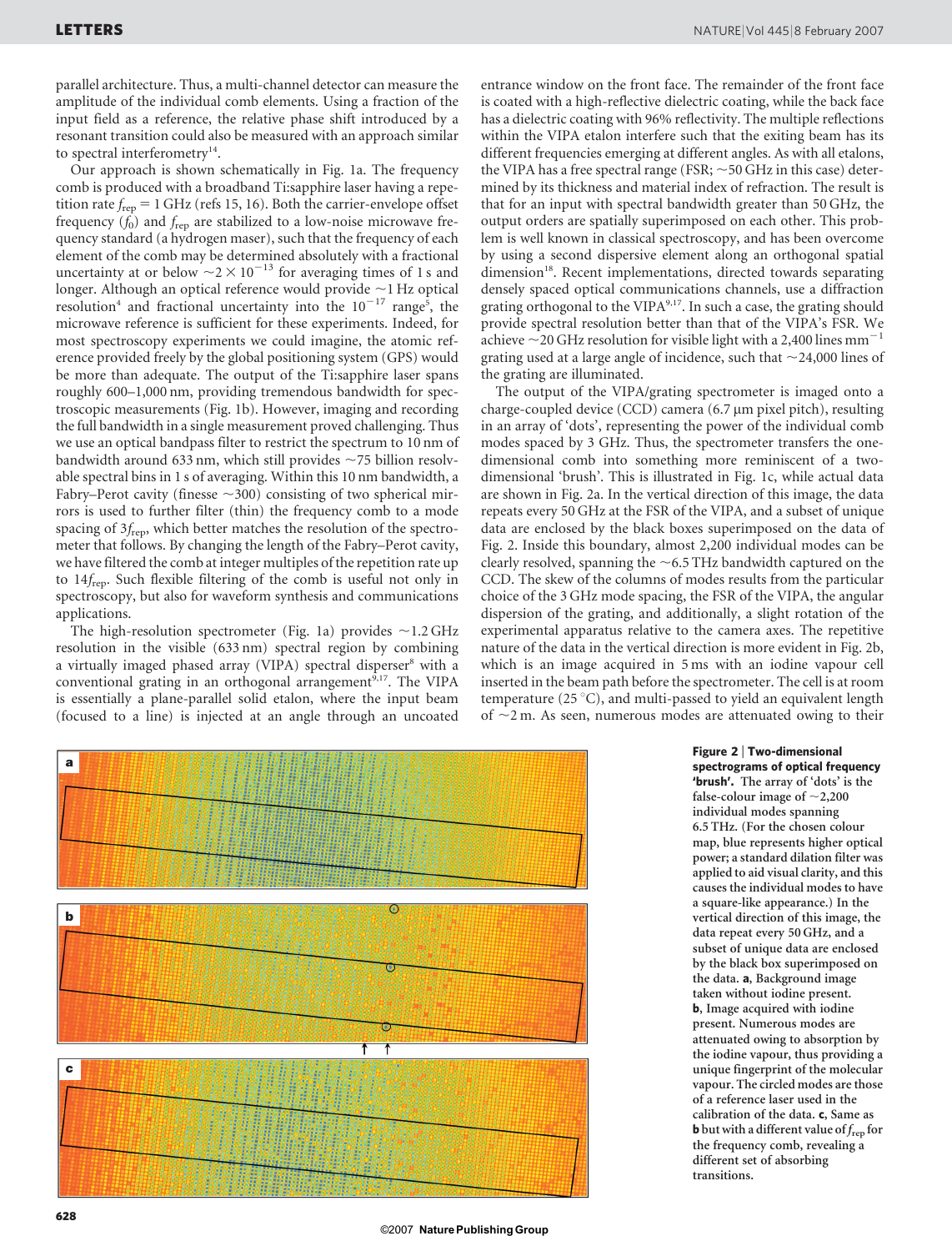parallel architecture. Thus, a multi-channel detector can measure the amplitude of the individual comb elements. Using a fraction of the input field as a reference, the relative phase shift introduced by a resonant transition could also be measured with an approach similar to spectral interferometry[14].

Our approach is shown schematically in Fig. 1a. The frequency comb is produced with a broadband Ti:sapphire laser having a repetition rate $f_{rep} = 1$ GHz (refs 15, 16). Both the carrier-envelope offset frequency ($f_0$) and $f_{rep}$ are stabilized to a low-noise microwave frequency standard (a hydrogen maser), such that the frequency of each element of the comb may be determined absolutely with a fractional uncertainty at or below $\sim 2 \times 10^{-13}$ for averaging times of 1 s and longer. Although an optical reference would provide ~1 Hz optical resolution[4] and fractional uncertainty into the $10^{-17}$ range[5], the microwave reference is sufficient for these experiments. Indeed, for most spectroscopy experiments we could imagine, the atomic reference provided freely by the global positioning system (GPS) would be more than adequate. The output of the Ti:sapphire laser spans roughly 600–1,000 nm, providing tremendous bandwidth for spectroscopic measurements (Fig. 1b). However, imaging and recording the full bandwidth in a single measurement proved challenging. Thus we use an optical bandpass filter to restrict the spectrum to 10 nm of bandwidth around 633 nm, which still provides ~75 billion resolvable spectral bins in 1 s of averaging. Within this 10 nm bandwidth, a Fabry–Perot cavity (finesse ~300) consisting of two spherical mirrors is used to further filter (thin) the frequency comb to a mode spacing of $3f_{rep}$, which better matches the resolution of the spectrometer that follows. By changing the length of the Fabry–Perot cavity, we have filtered the comb at integer multiples of the repetition rate up to $14f_{rep}$. Such flexible filtering of the comb is useful not only in spectroscopy, but also for waveform synthesis and communications applications.

The high-resolution spectrometer (Fig. 1a) provides ~1.2 GHz resolution in the visible (633 nm) spectral region by combining a virtually imaged phased array (VIPA) spectral disperser[8] with a conventional grating in an orthogonal arrangement[9,17]. The VIPA is essentially a plane-parallel solid etalon, where the input beam (focused to a line) is injected at an angle through an uncoated entrance window on the front face. The remainder of the front face is coated with a high-reflective dielectric coating, while the back face has a dielectric coating with 96% reflectivity. The multiple reflections within the VIPA etalon interfere such that the exiting beam has its different frequencies emerging at different angles. As with all etalons, the VIPA has a free spectral range (FSR; ~50 GHz in this case) determined by its thickness and material index of refraction. The result is that for an input with spectral bandwidth greater than 50 GHz, the output orders are spatially superimposed on each other. This problem is well known in classical spectroscopy, and has been overcome by using a second dispersive element along an orthogonal spatial dimension[18]. Recent implementations, directed towards separating densely spaced optical communications channels, use a diffraction grating orthogonal to the VIPA[9,17]. In such a case, the grating should provide spectral resolution better than that of the VIPA's FSR. We achieve ~20 GHz resolution for visible light with a 2,400 lines mm$^{-1}$ grating used at a large angle of incidence, such that ~24,000 lines of the grating are illuminated.

The output of the VIPA/grating spectrometer is imaged onto a charge-coupled device (CCD) camera (6.7 μm pixel pitch), resulting in an array of 'dots', representing the power of the individual comb modes spaced by 3 GHz. Thus, the spectrometer transfers the one-dimensional comb into something more reminiscent of a two-dimensional 'brush'. This is illustrated in Fig. 1c, while actual data are shown in Fig. 2a. In the vertical direction of this image, the data repeats every 50 GHz at the FSR of the VIPA, and a subset of unique data are enclosed by the black boxes superimposed on the data of Fig. 2. Inside this boundary, almost 2,200 individual modes can be clearly resolved, spanning the ~6.5 THz bandwidth captured on the CCD. The skew of the columns of modes results from the particular choice of the 3 GHz mode spacing, the FSR of the VIPA, the angular dispersion of the grating, and additionally, a slight rotation of the experimental apparatus relative to the camera axes. The repetitive nature of the data in the vertical direction is more evident in Fig. 2b, which is an image acquired in 5 ms with an iodine vapour cell inserted in the beam path before the spectrometer. The cell is at room temperature (25 °C), and multi-passed to yield an equivalent length of ~2 m. As seen, numerous modes are attenuated owing to their

**Figure 2 | Two-dimensional spectrograms of optical frequency 'brush'.** The array of 'dots' is the false-colour image of ~2,200 individual modes spanning 6.5 THz. (For the chosen colour map, blue represents higher optical power; a standard dilation filter was applied to aid visual clarity, and this causes the individual modes to have a square-like appearance.) In the vertical direction of this image, the data repeat every 50 GHz, and a subset of unique data are enclosed by the black box superimposed on the data. **a**, Background image taken without iodine present. **b**, Image acquired with iodine present. Numerous modes are attenuated owing to absorption by the iodine vapour, thus providing a unique fingerprint of the molecular vapour. The circled modes are those of a reference laser used in the calibration of the data. **c**, Same as **b** but with a different value of $f_{rep}$ for the frequency comb, revealing a different set of absorbing transitions.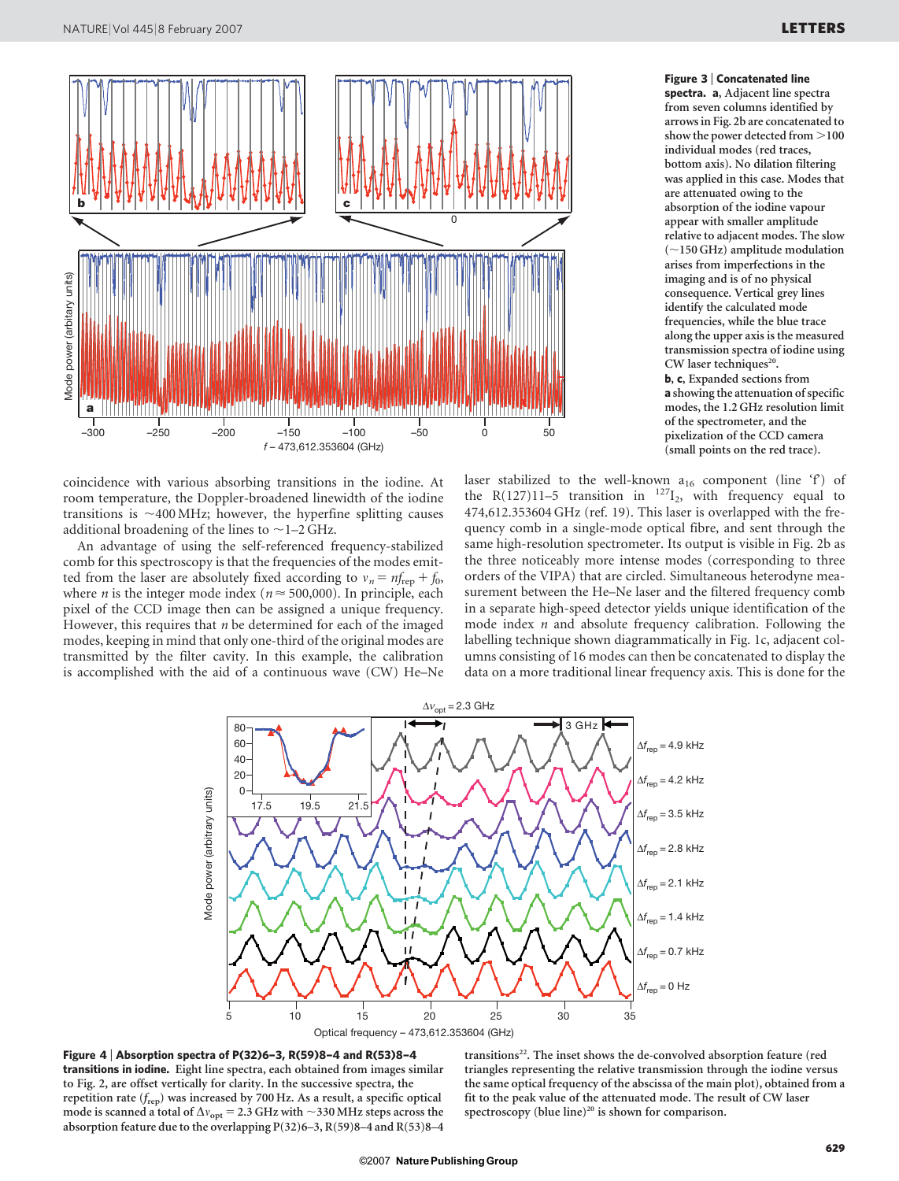**Figure 3 | Concatenated line spectra.** **a**, Adjacent line spectra from seven columns identified by arrows in Fig. 2b are concatenated to show the power detected from >100 individual modes (red traces, bottom axis). No dilation filtering was applied in this case. Modes that are attenuated owing to the absorption of the iodine vapour appear with smaller amplitude relative to adjacent modes. The slow (~150 GHz) amplitude modulation arises from imperfections in the imaging and is of no physical consequence. Vertical grey lines identify the calculated mode frequencies, while the blue trace along the upper axis is the measured transmission spectra of iodine using CW laser techniques[20]. **b**, **c**, Expanded sections from **a** showing the attenuation of specific modes, the 1.2 GHz resolution limit of the spectrometer, and the pixelization of the CCD camera (small points on the red trace).

coincidence with various absorbing transitions in the iodine. At room temperature, the Doppler-broadened linewidth of the iodine transitions is ~400 MHz; however, the hyperfine splitting causes additional broadening of the lines to ~1–2 GHz.

An advantage of using the self-referenced frequency-stabilized comb for this spectroscopy is that the frequencies of the modes emitted from the laser are absolutely fixed according to $\nu_n = nf_{rep} + f_0$, where $n$ is the integer mode index ($n \approx 500{,}000$). In principle, each pixel of the CCD image then can be assigned a unique frequency. However, this requires that $n$ be determined for each of the imaged modes, keeping in mind that only one-third of the original modes are transmitted by the filter cavity. In this example, the calibration is accomplished with the aid of a continuous wave (CW) He–Ne laser stabilized to the well-known $a_{16}$ component (line 'f') of the R(127)11–5 transition in $^{127}I_2$, with frequency equal to 474,612.353604 GHz (ref. 19). This laser is overlapped with the frequency comb in a single-mode optical fibre, and sent through the same high-resolution spectrometer. Its output is visible in Fig. 2b as the three noticeably more intense modes (corresponding to three orders of the VIPA) that are circled. Simultaneous heterodyne measurement between the He–Ne laser and the filtered frequency comb in a separate high-speed detector yields unique identification of the mode index $n$ and absolute frequency calibration. Following the labelling technique shown diagrammatically in Fig. 1c, adjacent columns consisting of 16 modes can then be concatenated to display the data on a more traditional linear frequency axis. This is done for the

**Figure 4 | Absorption spectra of P(32)6–3, R(59)8–4 and R(53)8–4 transitions in iodine.** Eight line spectra, each obtained from images similar to Fig. 2, are offset vertically for clarity. In the successive spectra, the repetition rate ($f_{rep}$) was increased by 700 Hz. As a result, a specific optical mode is scanned a total of $\Delta\nu_{opt} = 2.3$ GHz with ~330 MHz steps across the absorption feature due to the overlapping P(32)6–3, R(59)8–4 and R(53)8–4 transitions[22]. The inset shows the de-convolved absorption feature (red triangles representing the relative transmission through the iodine versus the same optical frequency of the abscissa of the main plot), obtained from a fit to the peak value of the attenuated mode. The result of CW laser spectroscopy (blue line)[20] is shown for comparison.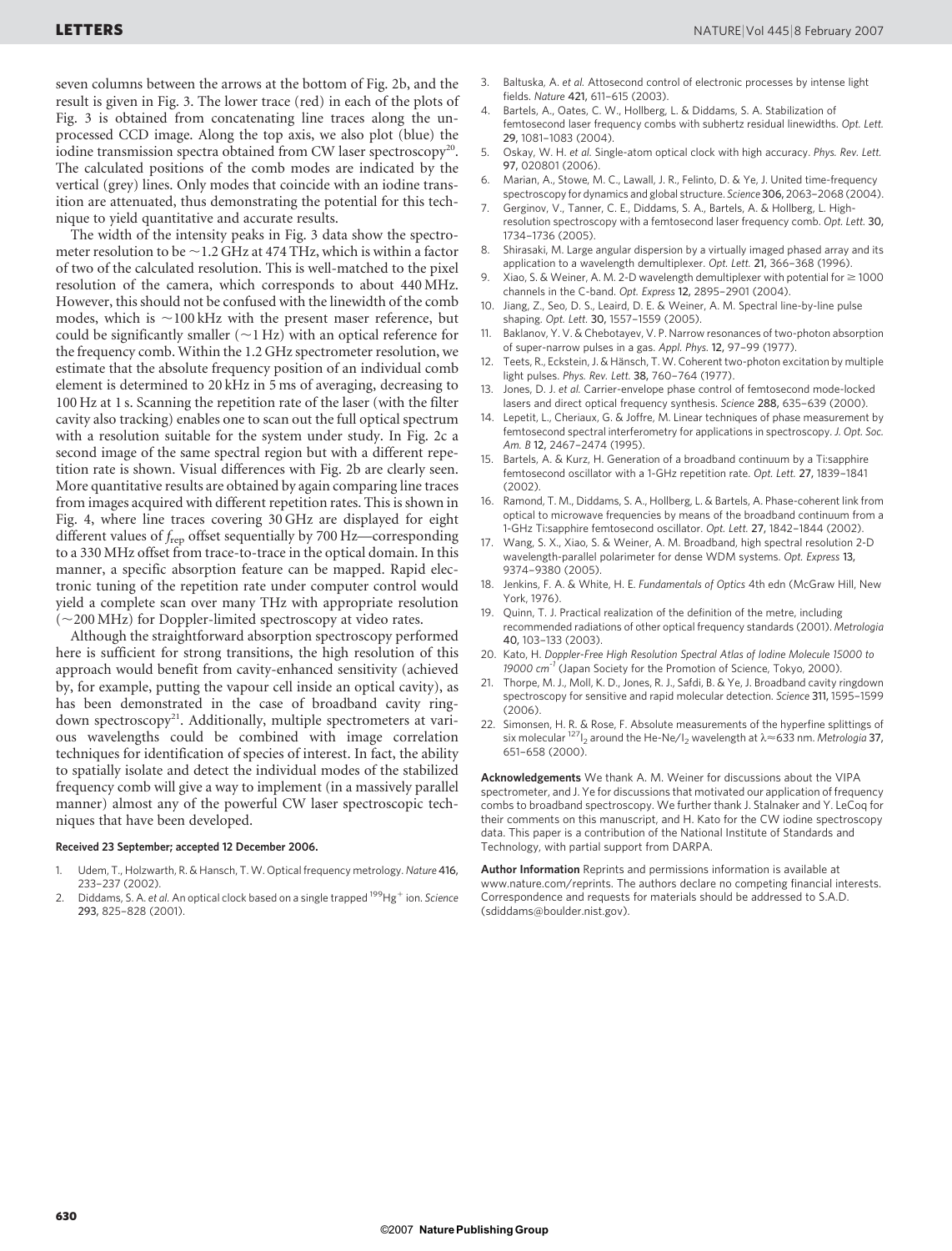seven columns between the arrows at the bottom of Fig. 2b, and the result is given in Fig. 3. The lower trace (red) in each of the plots of Fig. 3 is obtained from concatenating line traces along the unprocessed CCD image. Along the top axis, we also plot (blue) the iodine transmission spectra obtained from CW laser spectroscopy[20]. The calculated positions of the comb modes are indicated by the vertical (grey) lines. Only modes that coincide with an iodine transition are attenuated, thus demonstrating the potential for this technique to yield quantitative and accurate results.

The width of the intensity peaks in Fig. 3 data show the spectrometer resolution to be ~1.2 GHz at 474 THz, which is within a factor of two of the calculated resolution. This is well-matched to the pixel resolution of the camera, which corresponds to about 440 MHz. However, this should not be confused with the linewidth of the comb modes, which is ~100 kHz with the present maser reference, but could be significantly smaller (~1 Hz) with an optical reference for the frequency comb. Within the 1.2 GHz spectrometer resolution, we estimate that the absolute frequency position of an individual comb element is determined to 20 kHz in 5 ms of averaging, decreasing to 100 Hz at 1 s. Scanning the repetition rate of the laser (with the filter cavity also tracking) enables one to scan out the full optical spectrum with a resolution suitable for the system under study. In Fig. 2c a second image of the same spectral region but with a different repetition rate is shown. Visual differences with Fig. 2b are clearly seen. More quantitative results are obtained by again comparing line traces from images acquired with different repetition rates. This is shown in Fig. 4, where line traces covering 30 GHz are displayed for eight different values of $f_{rep}$ offset sequentially by 700 Hz—corresponding to a 330 MHz offset from trace-to-trace in the optical domain. In this manner, a specific absorption feature can be mapped. Rapid electronic tuning of the repetition rate under computer control would yield a complete scan over many THz with appropriate resolution (~200 MHz) for Doppler-limited spectroscopy at video rates.

Although the straightforward absorption spectroscopy performed here is sufficient for strong transitions, the high resolution of this approach would benefit from cavity-enhanced sensitivity (achieved by, for example, putting the vapour cell inside an optical cavity), as has been demonstrated in the case of broadband cavity ringdown spectroscopy[21]. Additionally, multiple spectrometers at various wavelengths could be combined with image correlation techniques for identification of species of interest. In fact, the ability to spatially isolate and detect the individual modes of the stabilized frequency comb will give a way to implement (in a massively parallel manner) almost any of the powerful CW laser spectroscopic techniques that have been developed.

**Received 23 September; accepted 12 December 2006.**

1. Udem, T., Holzwarth, R. & Hansch, T. W. Optical frequency metrology. *Nature* **416,** 233–237 (2002).
2. Diddams, S. A. *et al.* An optical clock based on a single trapped $^{199}Hg^{+}$ ion. *Science* **293,** 825–828 (2001).
3. Baltuska, A. *et al.* Attosecond control of electronic processes by intense light fields. *Nature* **421,** 611–615 (2003).
4. Bartels, A., Oates, C. W., Hollberg, L. & Diddams, S. A. Stabilization of femtosecond laser frequency combs with subhertz residual linewidths. *Opt. Lett.* **29,** 1081–1083 (2004).
5. Oskay, W. H. *et al.* Single-atom optical clock with high accuracy. *Phys. Rev. Lett.* **97,** 020801 (2006).
6. Marian, A., Stowe, M. C., Lawall, J. R., Felinto, D. & Ye, J. United time-frequency spectroscopy for dynamics and global structure. *Science* **306,** 2063–2068 (2004).
7. Gerginov, V., Tanner, C. E., Diddams, S. A., Bartels, A. & Hollberg, L. High-resolution spectroscopy with a femtosecond laser frequency comb. *Opt. Lett.* **30,** 1734–1736 (2005).
8. Shirasaki, M. Large angular dispersion by a virtually imaged phased array and its application to a wavelength demultiplexer. *Opt. Lett.* **21,** 366–368 (1996).
9. Xiao, S. & Weiner, A. M. 2-D wavelength demultiplexer with potential for ≥1000 channels in the C-band. *Opt. Express* **12,** 2895–2901 (2004).
10. Jiang, Z., Seo, D. S., Leaird, D. E. & Weiner, A. M. Spectral line-by-line pulse shaping. *Opt. Lett.* **30,** 1557–1559 (2005).
11. Baklanov, Y. V. & Chebotayev, V. P. Narrow resonances of two-photon absorption of super-narrow pulses in a gas. *Appl. Phys.* **12,** 97–99 (1977).
12. Teets, R., Eckstein, J. & Hänsch, T. W. Coherent two-photon excitation by multiple light pulses. *Phys. Rev. Lett.* **38,** 760–764 (1977).
13. Jones, D. J. *et al.* Carrier-envelope phase control of femtosecond mode-locked lasers and direct optical frequency synthesis. *Science* **288,** 635–639 (2000).
14. Lepetit, L., Cheriaux, G. & Joffre, M. Linear techniques of phase measurement by femtosecond spectral interferometry for applications in spectroscopy. *J. Opt. Soc. Am. B* **12,** 2467–2474 (1995).
15. Bartels, A. & Kurz, H. Generation of a broadband continuum by a Ti:sapphire femtosecond oscillator with a 1-GHz repetition rate. *Opt. Lett.* **27,** 1839–1841 (2002).
16. Ramond, T. M., Diddams, S. A., Hollberg, L. & Bartels, A. Phase-coherent link from optical to microwave frequencies by means of the broadband continuum from a 1-GHz Ti:sapphire femtosecond oscillator. *Opt. Lett.* **27,** 1842–1844 (2002).
17. Wang, S. X., Xiao, S. & Weiner, A. M. Broadband, high spectral resolution 2-D wavelength-parallel polarimeter for dense WDM systems. *Opt. Express* **13,** 9374–9380 (2005).
18. Jenkins, F. A. & White, H. E. *Fundamentals of Optics* 4th edn (McGraw Hill, New York, 1976).
19. Quinn, T. J. Practical realization of the definition of the metre, including recommended radiations of other optical frequency standards (2001). *Metrologia* **40,** 103–133 (2003).
20. Kato, H. *Doppler-Free High Resolution Spectral Atlas of Iodine Molecule 15000 to 19000 cm$^{-1}$* (Japan Society for the Promotion of Science, Tokyo, 2000).
21. Thorpe, M. J., Moll, K. D., Jones, R. J., Safdi, B. & Ye, J. Broadband cavity ringdown spectroscopy for sensitive and rapid molecular detection. *Science* **311,** 1595–1599 (2006).
22. Simonsen, H. R. & Rose, F. Absolute measurements of the hyperfine splittings of six molecular $^{127}I_2$ around the He-Ne/$I_2$ wavelength at $\lambda \approx 633$ nm. *Metrologia* **37,** 651–658 (2000).

**Acknowledgements** We thank A. M. Weiner for discussions about the VIPA spectrometer, and J. Ye for discussions that motivated our application of frequency combs to broadband spectroscopy. We further thank J. Stalnaker and Y. LeCoq for their comments on this manuscript, and H. Kato for the CW iodine spectroscopy data. This paper is a contribution of the National Institute of Standards and Technology, with partial support from DARPA.

**Author Information** Reprints and permissions information is available at www.nature.com/reprints. The authors declare no competing financial interests. Correspondence and requests for materials should be addressed to S.A.D. (sdiddams@boulder.nist.gov).